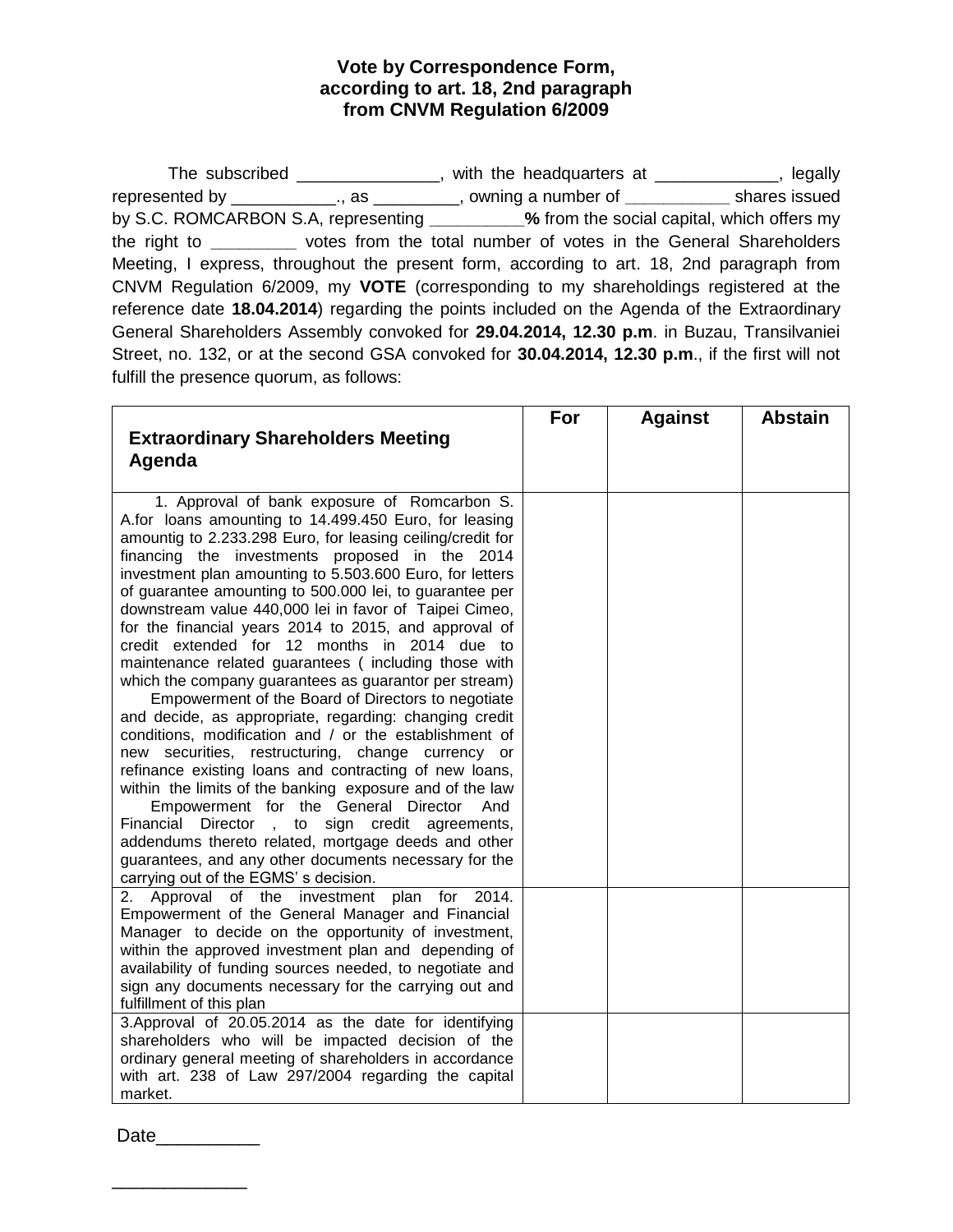# Vote by Correspondence Form, according to art. 18, 2nd paragraph from CNVM Regulation 6/2009

The subscribed _______________, with the headquarters at _____________, legally represented by ___________., as _________, owning a number of ___________ shares issued by S.C. ROMCARBON S.A, representing __________**%** from the social capital, which offers my the right to _________ votes from the total number of votes in the General Shareholders Meeting, I express, throughout the present form, according to art. 18, 2nd paragraph from CNVM Regulation 6/2009, my **VOTE** (corresponding to my shareholdings registered at the reference date **18.04.2014**) regarding the points included on the Agenda of the Extraordinary General Shareholders Assembly convoked for **29.04.2014, 12.30 p.m**. in Buzau, Transilvaniei Street, no. 132, or at the second GSA convoked for **30.04.2014, 12.30 p.m**., if the first will not fulfill the presence quorum, as follows:

| **Extraordinary Shareholders Meeting Agenda** | **For** | **Against** | **Abstain** |
|---|---|---|---|
| 1. Approval of bank exposure of Romcarbon S. A.for loans amounting to 14.499.450 Euro, for leasing amountig to 2.233.298 Euro, for leasing ceiling/credit for financing the investments proposed in the 2014 investment plan amounting to 5.503.600 Euro, for letters of guarantee amounting to 500.000 lei, to guarantee per downstream value 440,000 lei in favor of Taipei Cimeo, for the financial years 2014 to 2015, and approval of credit extended for 12 months in 2014 due to maintenance related guarantees ( including those with which the company guarantees as guarantor per stream) Empowerment of the Board of Directors to negotiate and decide, as appropriate, regarding: changing credit conditions, modification and / or the establishment of new securities, restructuring, change currency or refinance existing loans and contracting of new loans, within the limits of the banking exposure and of the law Empowerment for the General Director And Financial Director , to sign credit agreements, addendums thereto related, mortgage deeds and other guarantees, and any other documents necessary for the carrying out of the EGMS' s decision. | | | |
| 2. Approval of the investment plan for 2014. Empowerment of the General Manager and Financial Manager to decide on the opportunity of investment, within the approved investment plan and depending of availability of funding sources needed, to negotiate and sign any documents necessary for the carrying out and fulfillment of this plan | | | |
| 3.Approval of 20.05.2014 as the date for identifying shareholders who will be impacted decision of the ordinary general meeting of shareholders in accordance with art. 238 of Law 297/2004 regarding the capital market. | | | |

Date__________

_____________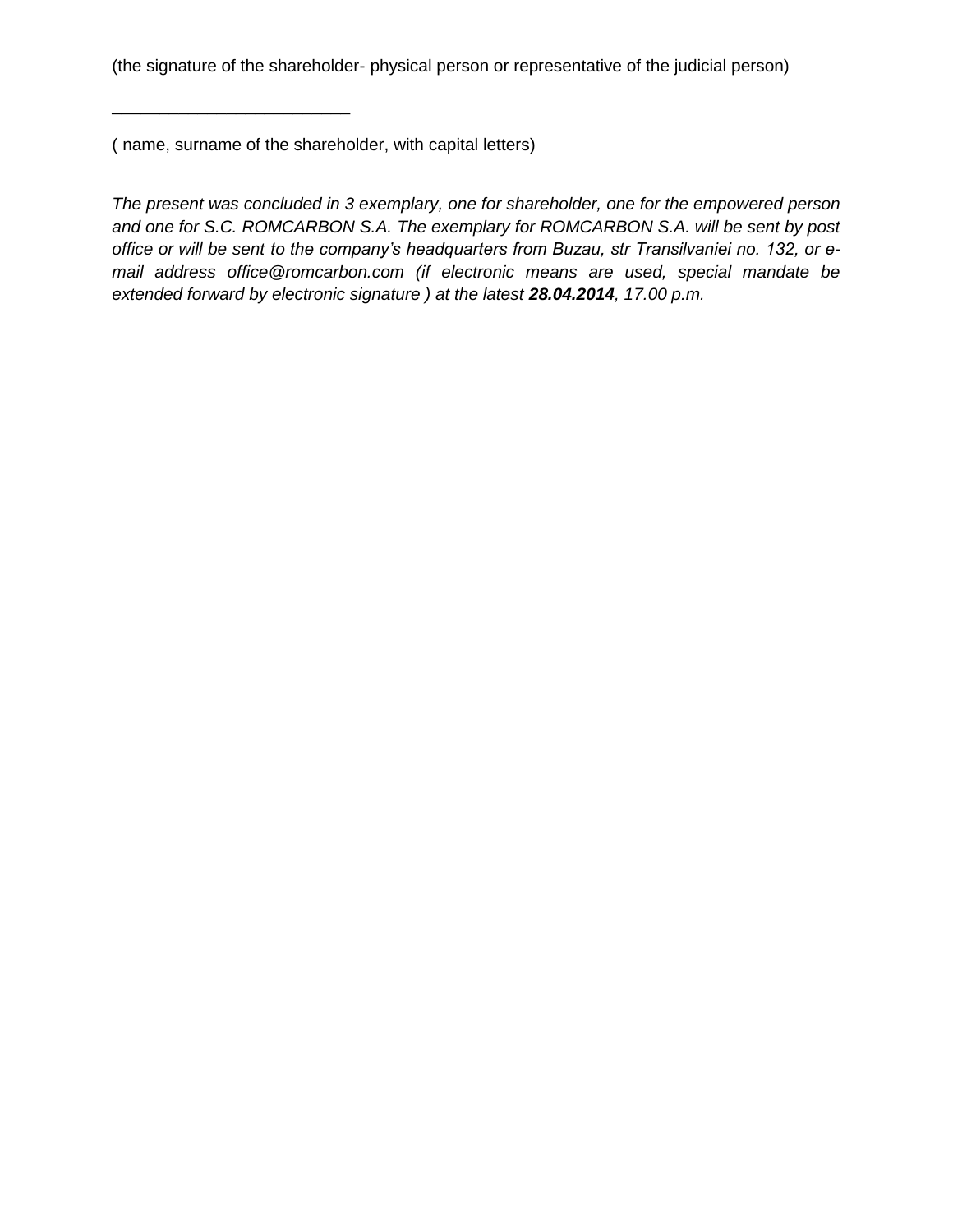(the signature of the shareholder- physical person or representative of the judicial person)

_________________________

( name, surname of the shareholder, with capital letters)

*The present was concluded in 3 exemplary, one for shareholder, one for the empowered person and one for S.C. ROMCARBON S.A. The exemplary for ROMCARBON S.A. will be sent by post office or will be sent to the company's headquarters from Buzau, str Transilvaniei no. 132, or e-mail address office@romcarbon.com (if electronic means are used, special mandate be extended forward by electronic signature ) at the latest* ***28.04.2014****, 17.00 p.m.*